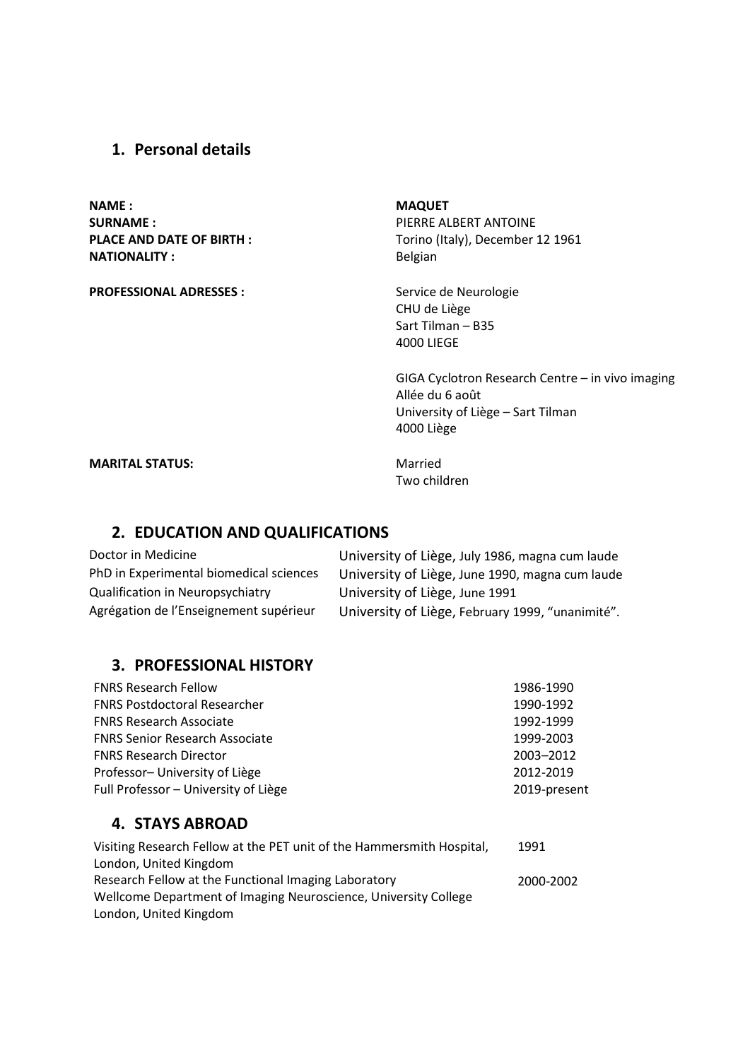## 1. Personal details

| | |
|---|---|
| **NAME :** | **MAQUET** |
| **SURNAME :** | PIERRE ALBERT ANTOINE |
| **PLACE AND DATE OF BIRTH :** | Torino (Italy), December 12 1961 |
| **NATIONALITY :** | Belgian |
| **PROFESSIONAL ADRESSES :** | Service de Neurologie<br>CHU de Liège<br>Sart Tilman – B35<br>4000 LIEGE<br><br>GIGA Cyclotron Research Centre – in vivo imaging<br>Allée du 6 août<br>University of Liège – Sart Tilman<br>4000 Liège |
| **MARITAL STATUS:** | Married<br>Two children |

## 2. EDUCATION AND QUALIFICATIONS

| | |
|---|---|
| Doctor in Medicine | University of Liège, July 1986, magna cum laude |
| PhD in Experimental biomedical sciences | University of Liège, June 1990, magna cum laude |
| Qualification in Neuropsychiatry | University of Liège, June 1991 |
| Agrégation de l'Enseignement supérieur | University of Liège, February 1999, "unanimité". |

## 3. PROFESSIONAL HISTORY

| | |
|---|---|
| FNRS Research Fellow | 1986-1990 |
| FNRS Postdoctoral Researcher | 1990-1992 |
| FNRS Research Associate | 1992-1999 |
| FNRS Senior Research Associate | 1999-2003 |
| FNRS Research Director | 2003–2012 |
| Professor– University of Liège | 2012-2019 |
| Full Professor – University of Liège | 2019-present |

## 4. STAYS ABROAD

| | |
|---|---|
| Visiting Research Fellow at the PET unit of the Hammersmith Hospital, London, United Kingdom | 1991 |
| Research Fellow at the Functional Imaging Laboratory Wellcome Department of Imaging Neuroscience, University College London, United Kingdom | 2000-2002 |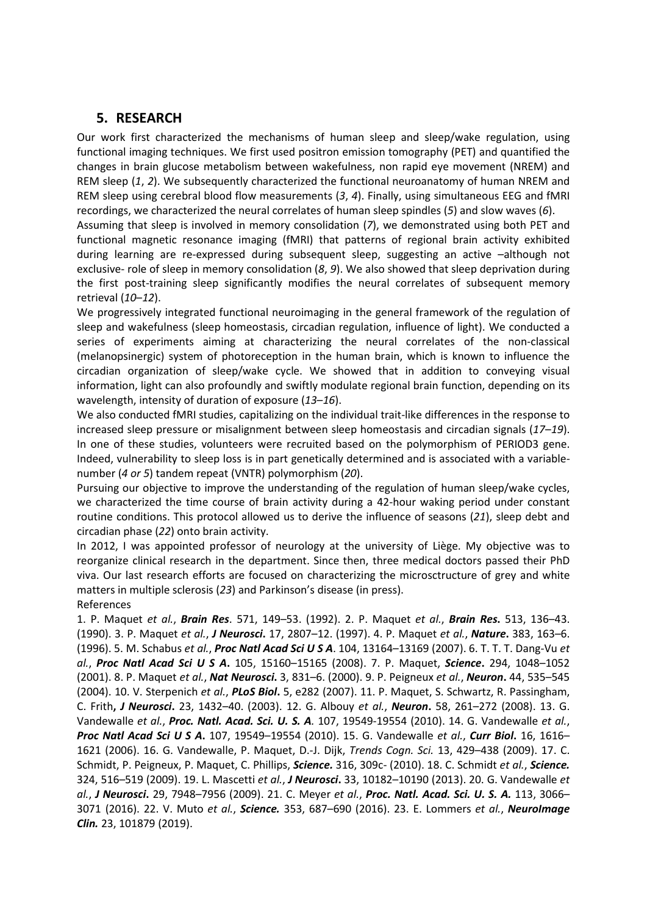## 5. RESEARCH

Our work first characterized the mechanisms of human sleep and sleep/wake regulation, using functional imaging techniques. We first used positron emission tomography (PET) and quantified the changes in brain glucose metabolism between wakefulness, non rapid eye movement (NREM) and REM sleep (*1*, *2*). We subsequently characterized the functional neuroanatomy of human NREM and REM sleep using cerebral blood flow measurements (*3*, *4*). Finally, using simultaneous EEG and fMRI recordings, we characterized the neural correlates of human sleep spindles (*5*) and slow waves (*6*).

Assuming that sleep is involved in memory consolidation (*7*), we demonstrated using both PET and functional magnetic resonance imaging (fMRI) that patterns of regional brain activity exhibited during learning are re-expressed during subsequent sleep, suggesting an active –although not exclusive- role of sleep in memory consolidation (*8*, *9*). We also showed that sleep deprivation during the first post-training sleep significantly modifies the neural correlates of subsequent memory retrieval (*10*–*12*).

We progressively integrated functional neuroimaging in the general framework of the regulation of sleep and wakefulness (sleep homeostasis, circadian regulation, influence of light). We conducted a series of experiments aiming at characterizing the neural correlates of the non-classical (melanopsinergic) system of photoreception in the human brain, which is known to influence the circadian organization of sleep/wake cycle. We showed that in addition to conveying visual information, light can also profoundly and swiftly modulate regional brain function, depending on its wavelength, intensity of duration of exposure (*13*–*16*).

We also conducted fMRI studies, capitalizing on the individual trait-like differences in the response to increased sleep pressure or misalignment between sleep homeostasis and circadian signals (*17*–*19*). In one of these studies, volunteers were recruited based on the polymorphism of PERIOD3 gene. Indeed, vulnerability to sleep loss is in part genetically determined and is associated with a variable-number (*4 or 5*) tandem repeat (VNTR) polymorphism (*20*).

Pursuing our objective to improve the understanding of the regulation of human sleep/wake cycles, we characterized the time course of brain activity during a 42-hour waking period under constant routine conditions. This protocol allowed us to derive the influence of seasons (*21*), sleep debt and circadian phase (*22*) onto brain activity.

In 2012, I was appointed professor of neurology at the university of Liège. My objective was to reorganize clinical research in the department. Since then, three medical doctors passed their PhD viva. Our last research efforts are focused on characterizing the microsctructure of grey and white matters in multiple sclerosis (*23*) and Parkinson's disease (in press).

References

1. P. Maquet *et al.*, ***Brain Res***. 571, 149–53. (1992). 2. P. Maquet *et al.*, ***Brain Res*.** 513, 136–43. (1990). 3. P. Maquet *et al.*, ***J Neurosci*.** 17, 2807–12. (1997). 4. P. Maquet *et al.*, ***Nature*.** 383, 163–6. (1996). 5. M. Schabus *et al.*, ***Proc Natl Acad Sci U S A***. 104, 13164–13169 (2007). 6. T. T. T. Dang-Vu *et al.*, ***Proc Natl Acad Sci U S A*.** 105, 15160–15165 (2008). 7. P. Maquet, ***Science*.** 294, 1048–1052 (2001). 8. P. Maquet *et al.*, ***Nat Neurosci*.** 3, 831–6. (2000). 9. P. Peigneux *et al.*, ***Neuron*.** 44, 535–545 (2004). 10. V. Sterpenich *et al.*, ***PLoS Biol*.** 5, e282 (2007). 11. P. Maquet, S. Schwartz, R. Passingham, C. Frith**,** ***J Neurosci*.** 23, 1432–40. (2003). 12. G. Albouy *et al.*, ***Neuron*.** 58, 261–272 (2008). 13. G. Vandewalle *et al.*, ***Proc. Natl. Acad. Sci. U. S. A.*** 107, 19549-19554 (2010). 14. G. Vandewalle *et al.*, ***Proc Natl Acad Sci U S A*.** 107, 19549–19554 (2010). 15. G. Vandewalle *et al.*, ***Curr Biol*.** 16, 1616–1621 (2006). 16. G. Vandewalle, P. Maquet, D.-J. Dijk, *Trends Cogn. Sci.* 13, 429–438 (2009). 17. C. Schmidt, P. Peigneux, P. Maquet, C. Phillips, ***Science*.** 316, 309c- (2010). 18. C. Schmidt *et al.*, ***Science.*** 324, 516–519 (2009). 19. L. Mascetti *et al.*, ***J Neurosci*.** 33, 10182–10190 (2013). 20. G. Vandewalle *et al.*, ***J Neurosci*.** 29, 7948–7956 (2009). 21. C. Meyer *et al.*, ***Proc. Natl. Acad. Sci. U. S. A.*** 113, 3066–3071 (2016). 22. V. Muto *et al.*, ***Science.*** 353, 687–690 (2016). 23. E. Lommers *et al.*, ***NeuroImage Clin.*** 23, 101879 (2019).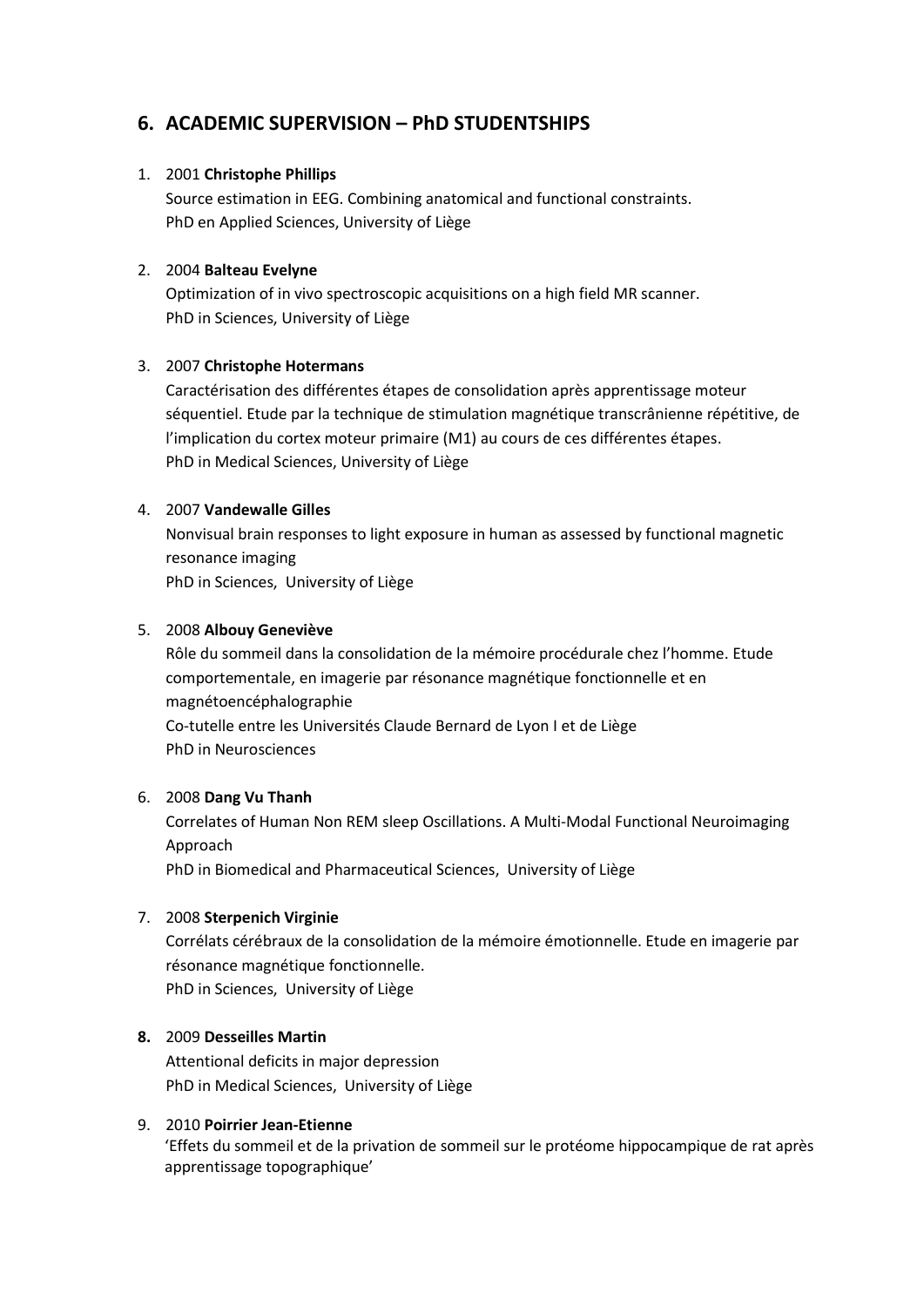## 6. ACADEMIC SUPERVISION – PhD STUDENTSHIPS

1. 2001 **Christophe Phillips**
   Source estimation in EEG. Combining anatomical and functional constraints.
   PhD en Applied Sciences, University of Liège

2. 2004 **Balteau Evelyne**
   Optimization of in vivo spectroscopic acquisitions on a high field MR scanner.
   PhD in Sciences, University of Liège

3. 2007 **Christophe Hotermans**
   Caractérisation des différentes étapes de consolidation après apprentissage moteur séquentiel. Etude par la technique de stimulation magnétique transcrânienne répétitive, de l'implication du cortex moteur primaire (M1) au cours de ces différentes étapes.
   PhD in Medical Sciences, University of Liège

4. 2007 **Vandewalle Gilles**
   Nonvisual brain responses to light exposure in human as assessed by functional magnetic resonance imaging
   PhD in Sciences, University of Liège

5. 2008 **Albouy Geneviève**
   Rôle du sommeil dans la consolidation de la mémoire procédurale chez l'homme. Etude comportementale, en imagerie par résonance magnétique fonctionnelle et en magnétoencéphalographie
   Co-tutelle entre les Universités Claude Bernard de Lyon I et de Liège
   PhD in Neurosciences

6. 2008 **Dang Vu Thanh**
   Correlates of Human Non REM sleep Oscillations. A Multi-Modal Functional Neuroimaging Approach
   PhD in Biomedical and Pharmaceutical Sciences, University of Liège

7. 2008 **Sterpenich Virginie**
   Corrélats cérébraux de la consolidation de la mémoire émotionnelle. Etude en imagerie par résonance magnétique fonctionnelle.
   PhD in Sciences, University of Liège

8. 2009 **Desseilles Martin**
   Attentional deficits in major depression
   PhD in Medical Sciences, University of Liège

9. 2010 **Poirrier Jean-Etienne**
   'Effets du sommeil et de la privation de sommeil sur le protéome hippocampique de rat après apprentissage topographique'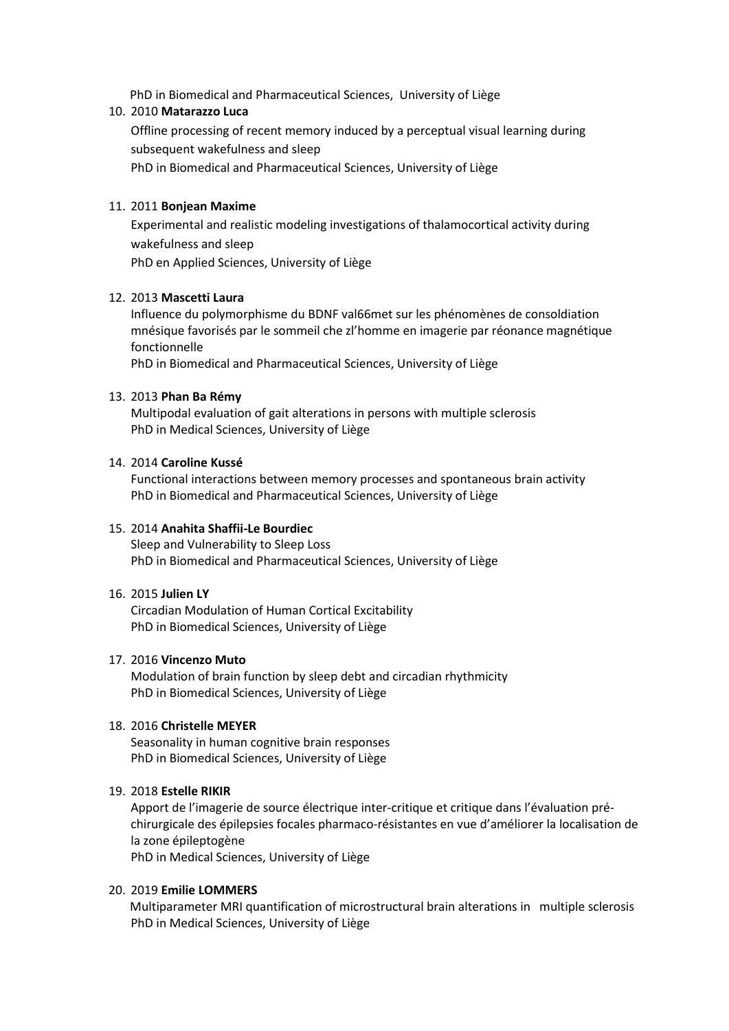PhD in Biomedical and Pharmaceutical Sciences, University of Liège

10. 2010 **Matarazzo Luca**
    Offline processing of recent memory induced by a perceptual visual learning during subsequent wakefulness and sleep
    PhD in Biomedical and Pharmaceutical Sciences, University of Liège

11. 2011 **Bonjean Maxime**
    Experimental and realistic modeling investigations of thalamocortical activity during wakefulness and sleep
    PhD en Applied Sciences, University of Liège

12. 2013 **Mascetti Laura**
    Influence du polymorphisme du BDNF val66met sur les phénomènes de consoldiation mnésique favorisés par le sommeil che zl'homme en imagerie par réonance magnétique fonctionnelle
    PhD in Biomedical and Pharmaceutical Sciences, University of Liège

13. 2013 **Phan Ba Rémy**
    Multipodal evaluation of gait alterations in persons with multiple sclerosis
    PhD in Medical Sciences, University of Liège

14. 2014 **Caroline Kussé**
    Functional interactions between memory processes and spontaneous brain activity
    PhD in Biomedical and Pharmaceutical Sciences, University of Liège

15. 2014 **Anahita Shaffii-Le Bourdiec**
    Sleep and Vulnerability to Sleep Loss
    PhD in Biomedical and Pharmaceutical Sciences, University of Liège

16. 2015 **Julien LY**
    Circadian Modulation of Human Cortical Excitability
    PhD in Biomedical Sciences, University of Liège

17. 2016 **Vincenzo Muto**
    Modulation of brain function by sleep debt and circadian rhythmicity
    PhD in Biomedical Sciences, University of Liège

18. 2016 **Christelle MEYER**
    Seasonality in human cognitive brain responses
    PhD in Biomedical Sciences, University of Liège

19. 2018 **Estelle RIKIR**
    Apport de l'imagerie de source électrique inter-critique et critique dans l'évaluation pré-chirurgicale des épilepsies focales pharmaco-résistantes en vue d'améliorer la localisation de la zone épileptogène
    PhD in Medical Sciences, University of Liège

20. 2019 **Emilie LOMMERS**
    Multiparameter MRI quantification of microstructural brain alterations in multiple sclerosis
    PhD in Medical Sciences, University of Liège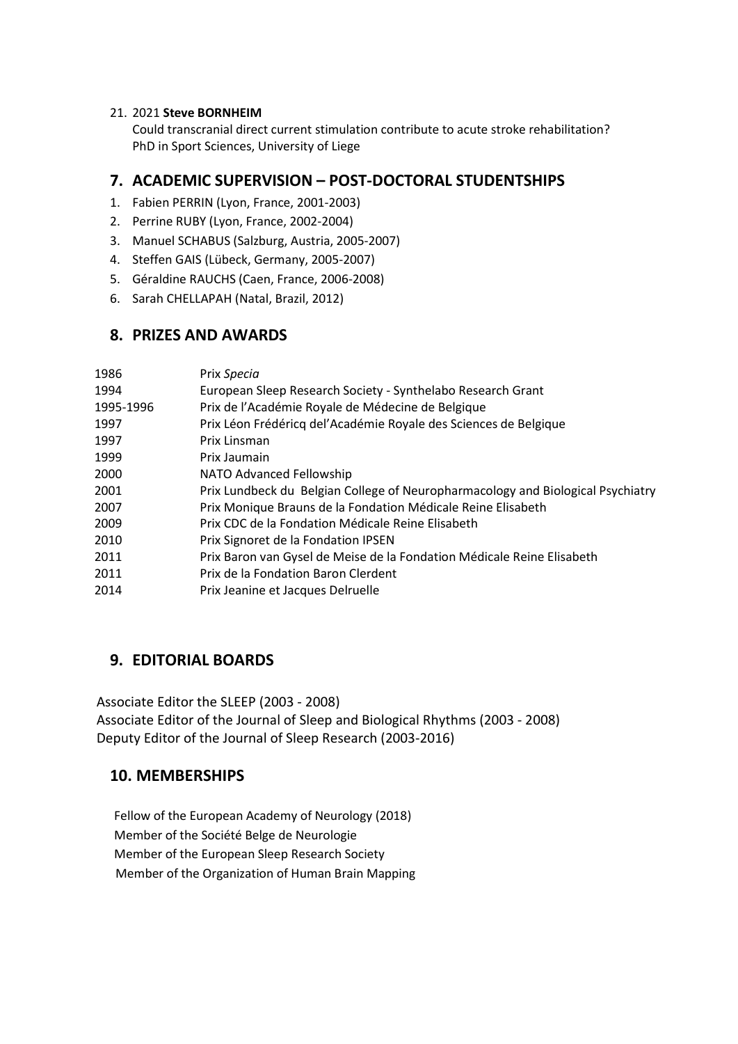21. 2021 **Steve BORNHEIM**
    Could transcranial direct current stimulation contribute to acute stroke rehabilitation?
    PhD in Sport Sciences, University of Liege

## 7. ACADEMIC SUPERVISION – POST-DOCTORAL STUDENTSHIPS

1. Fabien PERRIN (Lyon, France, 2001-2003)
2. Perrine RUBY (Lyon, France, 2002-2004)
3. Manuel SCHABUS (Salzburg, Austria, 2005-2007)
4. Steffen GAIS (Lübeck, Germany, 2005-2007)
5. Géraldine RAUCHS (Caen, France, 2006-2008)
6. Sarah CHELLAPAH (Natal, Brazil, 2012)

## 8. PRIZES AND AWARDS

| | |
|---|---|
| 1986 | Prix *Specia* |
| 1994 | European Sleep Research Society - Synthelabo Research Grant |
| 1995-1996 | Prix de l'Académie Royale de Médecine de Belgique |
| 1997 | Prix Léon Frédéricq del'Académie Royale des Sciences de Belgique |
| 1997 | Prix Linsman |
| 1999 | Prix Jaumain |
| 2000 | NATO Advanced Fellowship |
| 2001 | Prix Lundbeck du Belgian College of Neuropharmacology and Biological Psychiatry |
| 2007 | Prix Monique Brauns de la Fondation Médicale Reine Elisabeth |
| 2009 | Prix CDC de la Fondation Médicale Reine Elisabeth |
| 2010 | Prix Signoret de la Fondation IPSEN |
| 2011 | Prix Baron van Gysel de Meise de la Fondation Médicale Reine Elisabeth |
| 2011 | Prix de la Fondation Baron Clerdent |
| 2014 | Prix Jeanine et Jacques Delruelle |

## 9. EDITORIAL BOARDS

Associate Editor the SLEEP (2003 - 2008)
Associate Editor of the Journal of Sleep and Biological Rhythms (2003 - 2008)
Deputy Editor of the Journal of Sleep Research (2003-2016)

## 10. MEMBERSHIPS

Fellow of the European Academy of Neurology (2018)
Member of the Société Belge de Neurologie
Member of the European Sleep Research Society
Member of the Organization of Human Brain Mapping